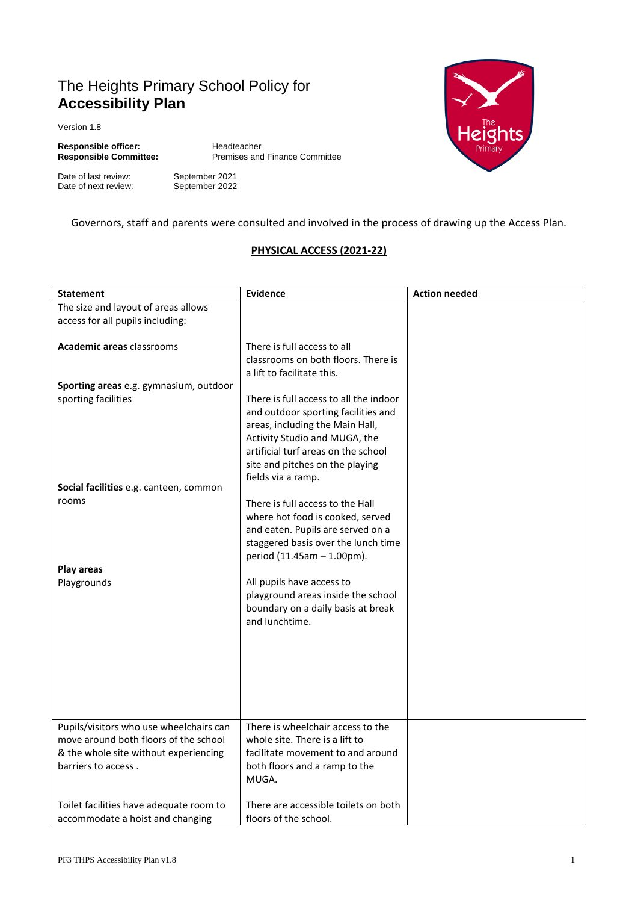# The Heights Primary School Policy for **Accessibility Plan**

Version 1.8

**Responsible officer:** Headteacher
**Responsible Committee:** Premises and Finance Committee

Date of last review: September 2021
Date of next review: September 2022

Governors, staff and parents were consulted and involved in the process of drawing up the Access Plan.

## PHYSICAL ACCESS (2021-22)

| Statement | Evidence | Action needed |
|---|---|---|
| The size and layout of areas allows access for all pupils including:<br><br>**Academic areas** classrooms<br><br>**Sporting areas** e.g. gymnasium, outdoor sporting facilities<br><br>**Social facilities** e.g. canteen, common rooms<br><br>**Play areas**<br>Playgrounds | There is full access to all classrooms on both floors. There is a lift to facilitate this.<br><br>There is full access to all the indoor and outdoor sporting facilities and areas, including the Main Hall, Activity Studio and MUGA, the artificial turf areas on the school site and pitches on the playing fields via a ramp.<br><br>There is full access to the Hall where hot food is cooked, served and eaten. Pupils are served on a staggered basis over the lunch time period (11.45am – 1.00pm).<br><br>All pupils have access to playground areas inside the school boundary on a daily basis at break and lunchtime. | |
| Pupils/visitors who use wheelchairs can move around both floors of the school & the whole site without experiencing barriers to access .<br><br>Toilet facilities have adequate room to accommodate a hoist and changing | There is wheelchair access to the whole site. There is a lift to facilitate movement to and around both floors and a ramp to the MUGA.<br><br>There are accessible toilets on both floors of the school. | |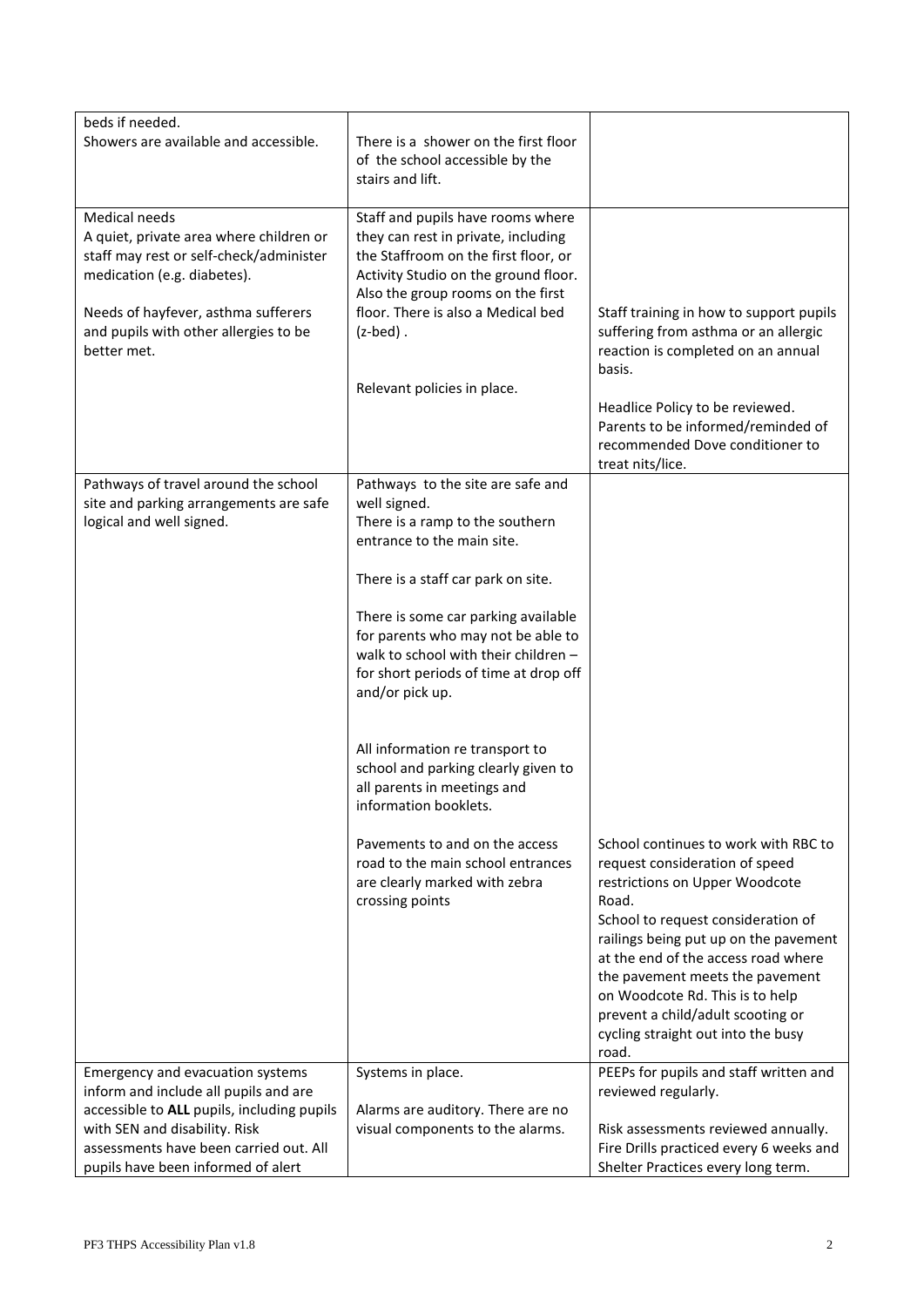| | | |
|---|---|---|
| beds if needed.<br>Showers are available and accessible. | There is a shower on the first floor of the school accessible by the stairs and lift. | |
| Medical needs<br>A quiet, private area where children or staff may rest or self-check/administer medication (e.g. diabetes).<br><br>Needs of hayfever, asthma sufferers and pupils with other allergies to be better met. | Staff and pupils have rooms where they can rest in private, including the Staffroom on the first floor, or Activity Studio on the ground floor. Also the group rooms on the first floor. There is also a Medical bed (z-bed) .<br><br>Relevant policies in place. | Staff training in how to support pupils suffering from asthma or an allergic reaction is completed on an annual basis.<br><br>Headlice Policy to be reviewed. Parents to be informed/reminded of recommended Dove conditioner to treat nits/lice. |
| Pathways of travel around the school site and parking arrangements are safe logical and well signed. | Pathways to the site are safe and well signed.<br>There is a ramp to the southern entrance to the main site.<br><br>There is a staff car park on site.<br><br>There is some car parking available for parents who may not be able to walk to school with their children – for short periods of time at drop off and/or pick up.<br><br>All information re transport to school and parking clearly given to all parents in meetings and information booklets.<br><br>Pavements to and on the access road to the main school entrances are clearly marked with zebra crossing points | School continues to work with RBC to request consideration of speed restrictions on Upper Woodcote Road.<br>School to request consideration of railings being put up on the pavement at the end of the access road where the pavement meets the pavement on Woodcote Rd. This is to help prevent a child/adult scooting or cycling straight out into the busy road. |
| Emergency and evacuation systems inform and include all pupils and are accessible to **ALL** pupils, including pupils with SEN and disability. Risk assessments have been carried out. All pupils have been informed of alert | Systems in place.<br><br>Alarms are auditory. There are no visual components to the alarms. | PEEPs for pupils and staff written and reviewed regularly.<br><br>Risk assessments reviewed annually. Fire Drills practiced every 6 weeks and Shelter Practices every long term. |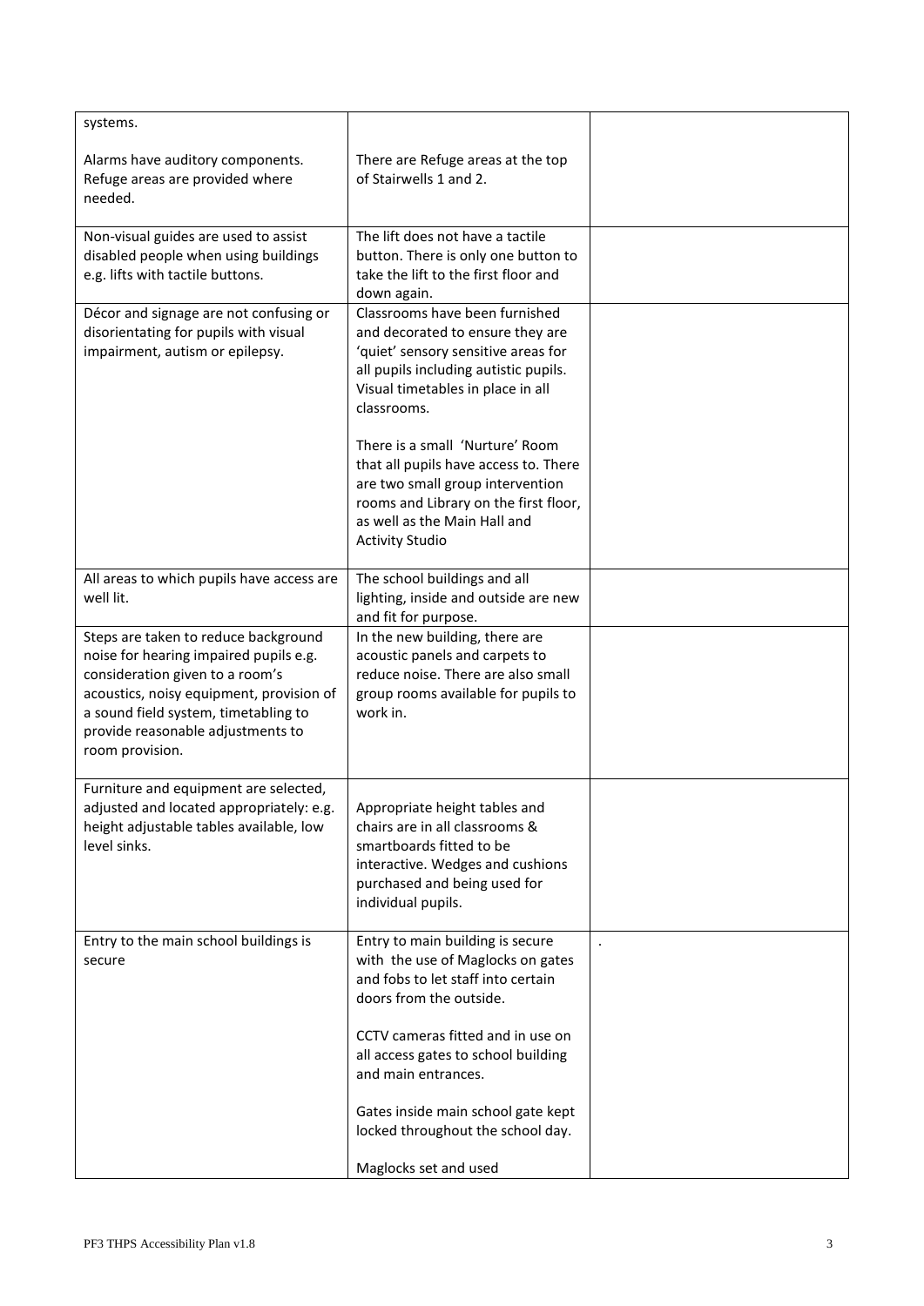| | | |
|---|---|---|
| systems.<br><br>Alarms have auditory components. Refuge areas are provided where needed. | There are Refuge areas at the top of Stairwells 1 and 2. | |
| Non-visual guides are used to assist disabled people when using buildings e.g. lifts with tactile buttons. | The lift does not have a tactile button. There is only one button to take the lift to the first floor and down again. | |
| Décor and signage are not confusing or disorientating for pupils with visual impairment, autism or epilepsy. | Classrooms have been furnished and decorated to ensure they are 'quiet' sensory sensitive areas for all pupils including autistic pupils. Visual timetables in place in all classrooms.<br><br>There is a small 'Nurture' Room that all pupils have access to. There are two small group intervention rooms and Library on the first floor, as well as the Main Hall and Activity Studio | |
| All areas to which pupils have access are well lit. | The school buildings and all lighting, inside and outside are new and fit for purpose. | |
| Steps are taken to reduce background noise for hearing impaired pupils e.g. consideration given to a room's acoustics, noisy equipment, provision of a sound field system, timetabling to provide reasonable adjustments to room provision. | In the new building, there are acoustic panels and carpets to reduce noise. There are also small group rooms available for pupils to work in. | |
| Furniture and equipment are selected, adjusted and located appropriately: e.g. height adjustable tables available, low level sinks. | Appropriate height tables and chairs are in all classrooms & smartboards fitted to be interactive. Wedges and cushions purchased and being used for individual pupils. | |
| Entry to the main school buildings is secure | Entry to main building is secure with the use of Maglocks on gates and fobs to let staff into certain doors from the outside.<br><br>CCTV cameras fitted and in use on all access gates to school building and main entrances.<br><br>Gates inside main school gate kept locked throughout the school day.<br><br>Maglocks set and used | . |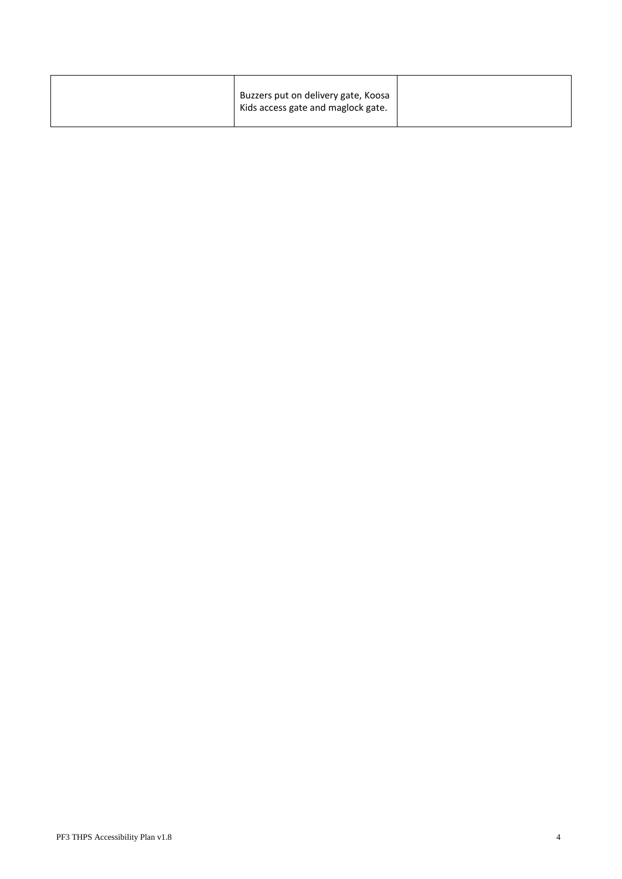| | | |
|---|---|---|
| | Buzzers put on delivery gate, Koosa Kids access gate and maglock gate. | |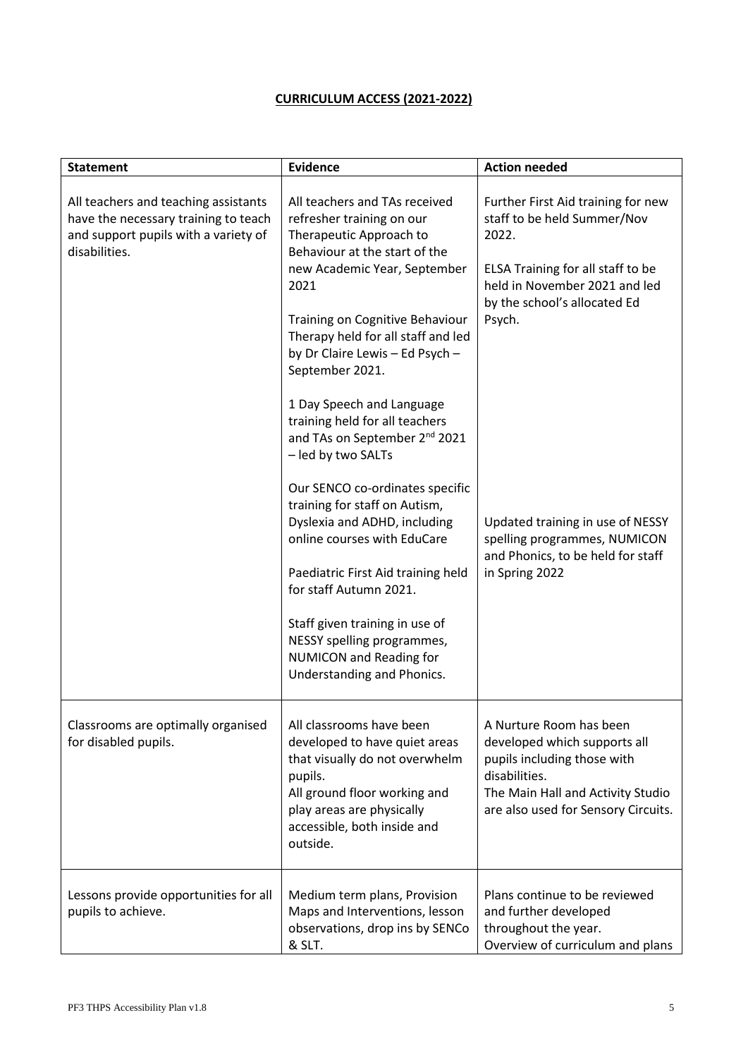**CURRICULUM ACCESS (2021-2022)**

| Statement | Evidence | Action needed |
|---|---|---|
| All teachers and teaching assistants have the necessary training to teach and support pupils with a variety of disabilities. | All teachers and TAs received refresher training on our Therapeutic Approach to Behaviour at the start of the new Academic Year, September 2021<br><br>Training on Cognitive Behaviour Therapy held for all staff and led by Dr Claire Lewis – Ed Psych – September 2021.<br><br>1 Day Speech and Language training held for all teachers and TAs on September 2nd 2021 – led by two SALTs<br><br>Our SENCO co-ordinates specific training for staff on Autism, Dyslexia and ADHD, including online courses with EduCare<br><br>Paediatric First Aid training held for staff Autumn 2021.<br><br>Staff given training in use of NESSY spelling programmes, NUMICON and Reading for Understanding and Phonics. | Further First Aid training for new staff to be held Summer/Nov 2022.<br><br>ELSA Training for all staff to be held in November 2021 and led by the school's allocated Ed Psych.<br><br>Updated training in use of NESSY spelling programmes, NUMICON and Phonics, to be held for staff in Spring 2022 |
| Classrooms are optimally organised for disabled pupils. | All classrooms have been developed to have quiet areas that visually do not overwhelm pupils.<br>All ground floor working and play areas are physically accessible, both inside and outside. | A Nurture Room has been developed which supports all pupils including those with disabilities.<br>The Main Hall and Activity Studio are also used for Sensory Circuits. |
| Lessons provide opportunities for all pupils to achieve. | Medium term plans, Provision Maps and Interventions, lesson observations, drop ins by SENCo & SLT. | Plans continue to be reviewed and further developed throughout the year.<br>Overview of curriculum and plans |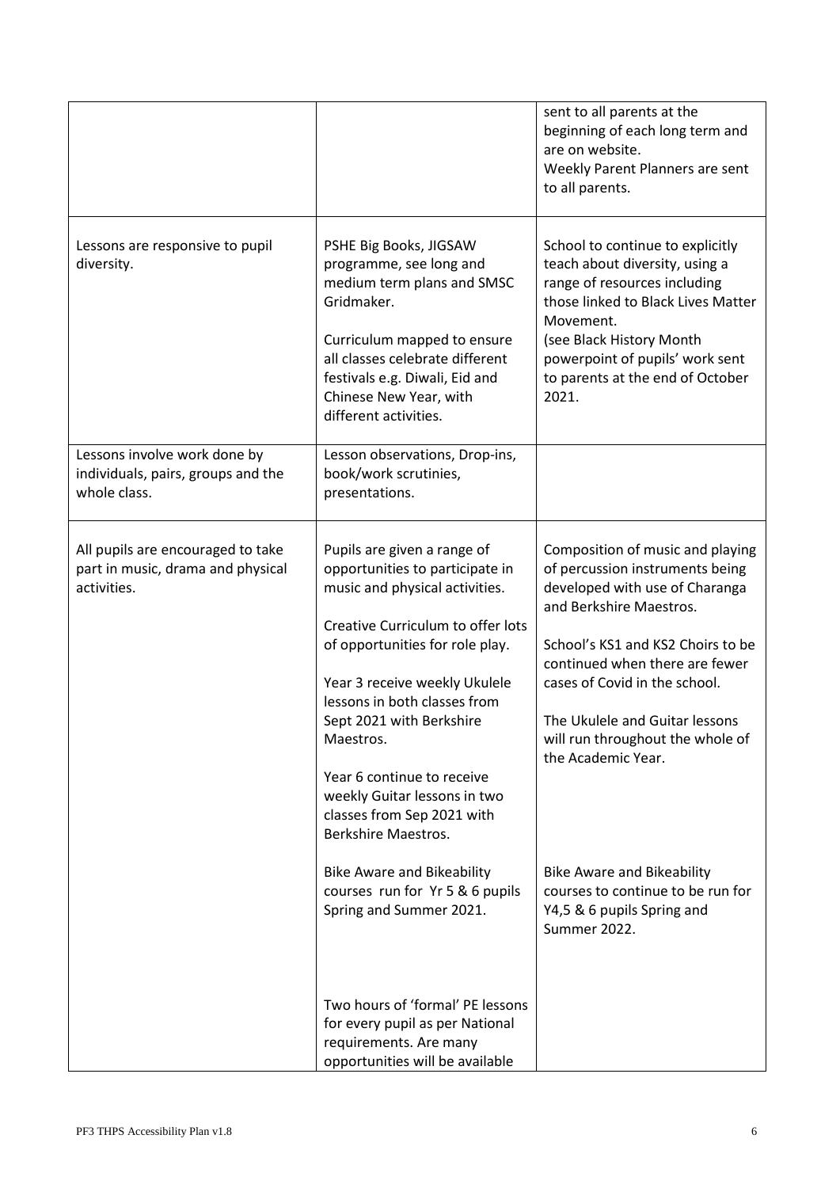| | | |
|---|---|---|
| | | sent to all parents at the beginning of each long term and are on website.<br>Weekly Parent Planners are sent to all parents. |
| Lessons are responsive to pupil diversity. | PSHE Big Books, JIGSAW programme, see long and medium term plans and SMSC Gridmaker.<br><br>Curriculum mapped to ensure all classes celebrate different festivals e.g. Diwali, Eid and Chinese New Year, with different activities. | School to continue to explicitly teach about diversity, using a range of resources including those linked to Black Lives Matter Movement.<br>(see Black History Month powerpoint of pupils' work sent to parents at the end of October 2021. |
| Lessons involve work done by individuals, pairs, groups and the whole class. | Lesson observations, Drop-ins, book/work scrutinies, presentations. | |
| All pupils are encouraged to take part in music, drama and physical activities. | Pupils are given a range of opportunities to participate in music and physical activities.<br><br>Creative Curriculum to offer lots of opportunities for role play.<br><br>Year 3 receive weekly Ukulele lessons in both classes from Sept 2021 with Berkshire Maestros.<br><br>Year 6 continue to receive weekly Guitar lessons in two classes from Sep 2021 with Berkshire Maestros.<br><br>Bike Aware and Bikeability courses run for Yr 5 & 6 pupils Spring and Summer 2021.<br><br>Two hours of 'formal' PE lessons for every pupil as per National requirements. Are many opportunities will be available | Composition of music and playing of percussion instruments being developed with use of Charanga and Berkshire Maestros.<br><br>School's KS1 and KS2 Choirs to be continued when there are fewer cases of Covid in the school.<br><br>The Ukulele and Guitar lessons will run throughout the whole of the Academic Year.<br><br>Bike Aware and Bikeability courses to continue to be run for Y4,5 & 6 pupils Spring and Summer 2022. |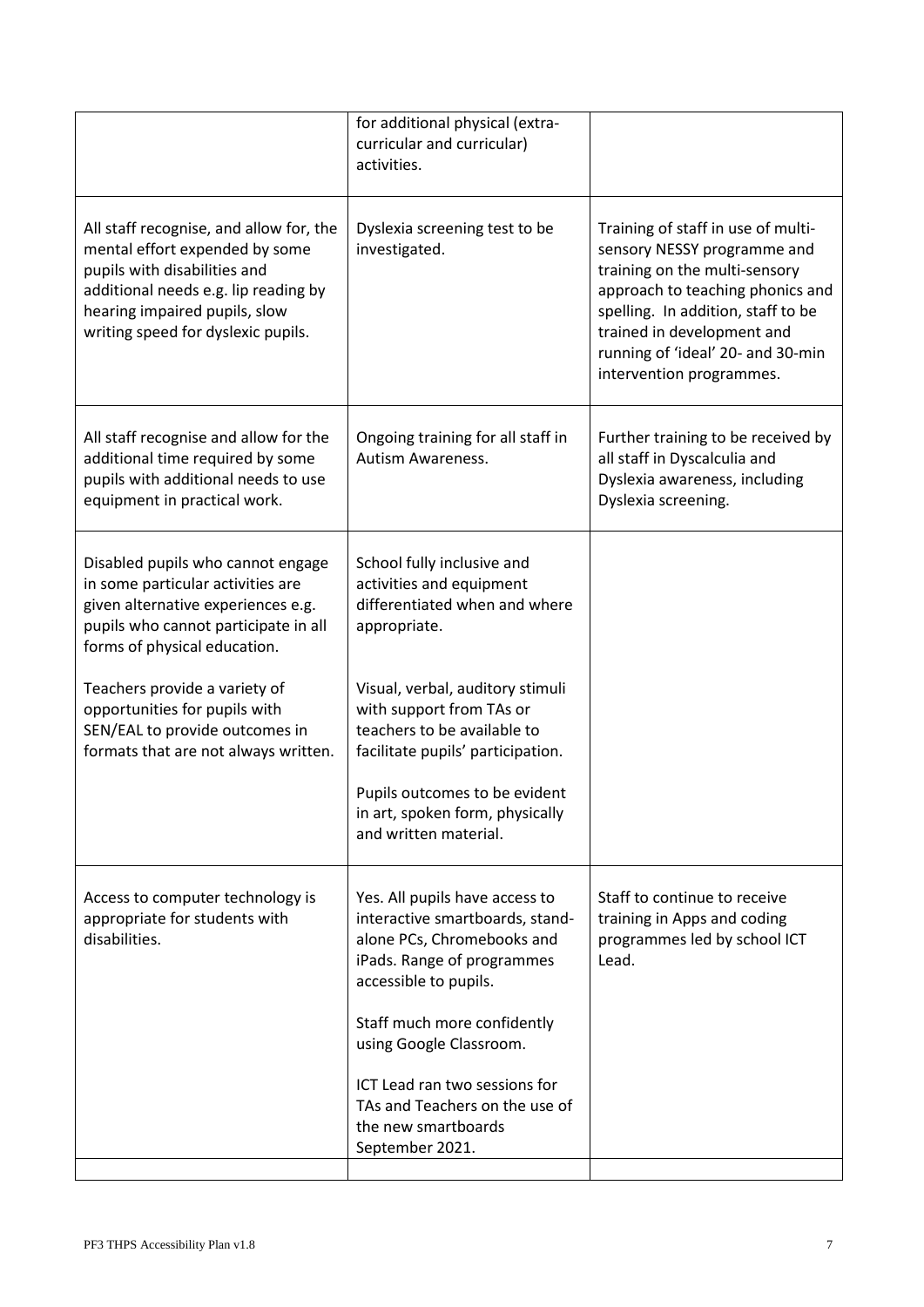| | | |
|---|---|---|
| | for additional physical (extra-curricular and curricular) activities. | |
| All staff recognise, and allow for, the mental effort expended by some pupils with disabilities and additional needs e.g. lip reading by hearing impaired pupils, slow writing speed for dyslexic pupils. | Dyslexia screening test to be investigated. | Training of staff in use of multi-sensory NESSY programme and training on the multi-sensory approach to teaching phonics and spelling. In addition, staff to be trained in development and running of 'ideal' 20- and 30-min intervention programmes. |
| All staff recognise and allow for the additional time required by some pupils with additional needs to use equipment in practical work. | Ongoing training for all staff in Autism Awareness. | Further training to be received by all staff in Dyscalculia and Dyslexia awareness, including Dyslexia screening. |
| Disabled pupils who cannot engage in some particular activities are given alternative experiences e.g. pupils who cannot participate in all forms of physical education.<br><br>Teachers provide a variety of opportunities for pupils with SEN/EAL to provide outcomes in formats that are not always written. | School fully inclusive and activities and equipment differentiated when and where appropriate.<br><br>Visual, verbal, auditory stimuli with support from TAs or teachers to be available to facilitate pupils' participation.<br><br>Pupils outcomes to be evident in art, spoken form, physically and written material. | |
| Access to computer technology is appropriate for students with disabilities. | Yes. All pupils have access to interactive smartboards, stand-alone PCs, Chromebooks and iPads. Range of programmes accessible to pupils.<br><br>Staff much more confidently using Google Classroom.<br><br>ICT Lead ran two sessions for TAs and Teachers on the use of the new smartboards September 2021. | Staff to continue to receive training in Apps and coding programmes led by school ICT Lead. |
| | | |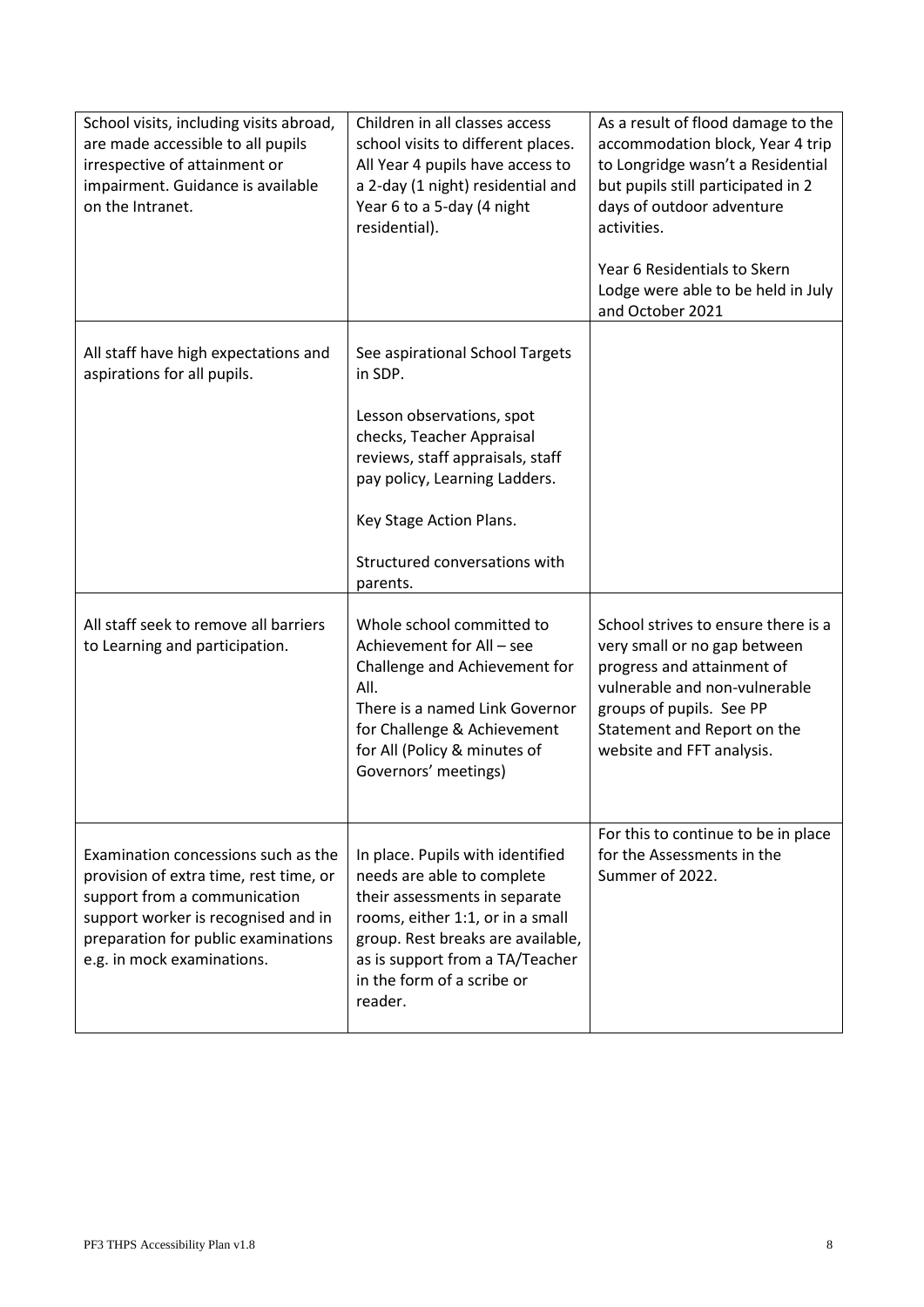| | | |
|---|---|---|
| School visits, including visits abroad, are made accessible to all pupils irrespective of attainment or impairment. Guidance is available on the Intranet. | Children in all classes access school visits to different places. All Year 4 pupils have access to a 2-day (1 night) residential and Year 6 to a 5-day (4 night residential). | As a result of flood damage to the accommodation block, Year 4 trip to Longridge wasn't a Residential but pupils still participated in 2 days of outdoor adventure activities.<br><br>Year 6 Residentials to Skern Lodge were able to be held in July and October 2021 |
| All staff have high expectations and aspirations for all pupils. | See aspirational School Targets in SDP.<br><br>Lesson observations, spot checks, Teacher Appraisal reviews, staff appraisals, staff pay policy, Learning Ladders.<br><br>Key Stage Action Plans.<br><br>Structured conversations with parents. | |
| All staff seek to remove all barriers to Learning and participation. | Whole school committed to Achievement for All – see Challenge and Achievement for All.<br>There is a named Link Governor for Challenge & Achievement for All (Policy & minutes of Governors' meetings) | School strives to ensure there is a very small or no gap between progress and attainment of vulnerable and non-vulnerable groups of pupils. See PP Statement and Report on the website and FFT analysis. |
| Examination concessions such as the provision of extra time, rest time, or support from a communication support worker is recognised and in preparation for public examinations e.g. in mock examinations. | In place. Pupils with identified needs are able to complete their assessments in separate rooms, either 1:1, or in a small group. Rest breaks are available, as is support from a TA/Teacher in the form of a scribe or reader. | For this to continue to be in place for the Assessments in the Summer of 2022. |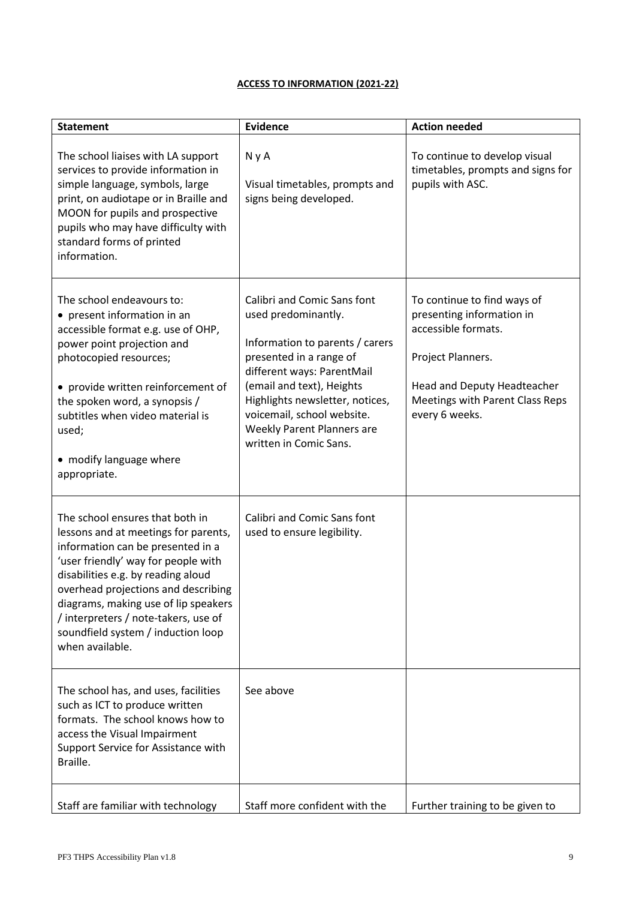**ACCESS TO INFORMATION (2021-22)**

| Statement | Evidence | Action needed |
|---|---|---|
| The school liaises with LA support services to provide information in simple language, symbols, large print, on audiotape or in Braille and MOON for pupils and prospective pupils who may have difficulty with standard forms of printed information. | N y A<br><br>Visual timetables, prompts and signs being developed. | To continue to develop visual timetables, prompts and signs for pupils with ASC. |
| The school endeavours to:<br>• present information in an accessible format e.g. use of OHP, power point projection and photocopied resources;<br><br>• provide written reinforcement of the spoken word, a synopsis / subtitles when video material is used;<br><br>• modify language where appropriate. | Calibri and Comic Sans font used predominantly.<br><br>Information to parents / carers presented in a range of different ways: ParentMail (email and text), Heights Highlights newsletter, notices, voicemail, school website. Weekly Parent Planners are written in Comic Sans. | To continue to find ways of presenting information in accessible formats.<br><br>Project Planners.<br><br>Head and Deputy Headteacher Meetings with Parent Class Reps every 6 weeks. |
| The school ensures that both in lessons and at meetings for parents, information can be presented in a 'user friendly' way for people with disabilities e.g. by reading aloud overhead projections and describing diagrams, making use of lip speakers / interpreters / note-takers, use of soundfield system / induction loop when available. | Calibri and Comic Sans font used to ensure legibility. | |
| The school has, and uses, facilities such as ICT to produce written formats. The school knows how to access the Visual Impairment Support Service for Assistance with Braille. | See above | |
| Staff are familiar with technology | Staff more confident with the | Further training to be given to |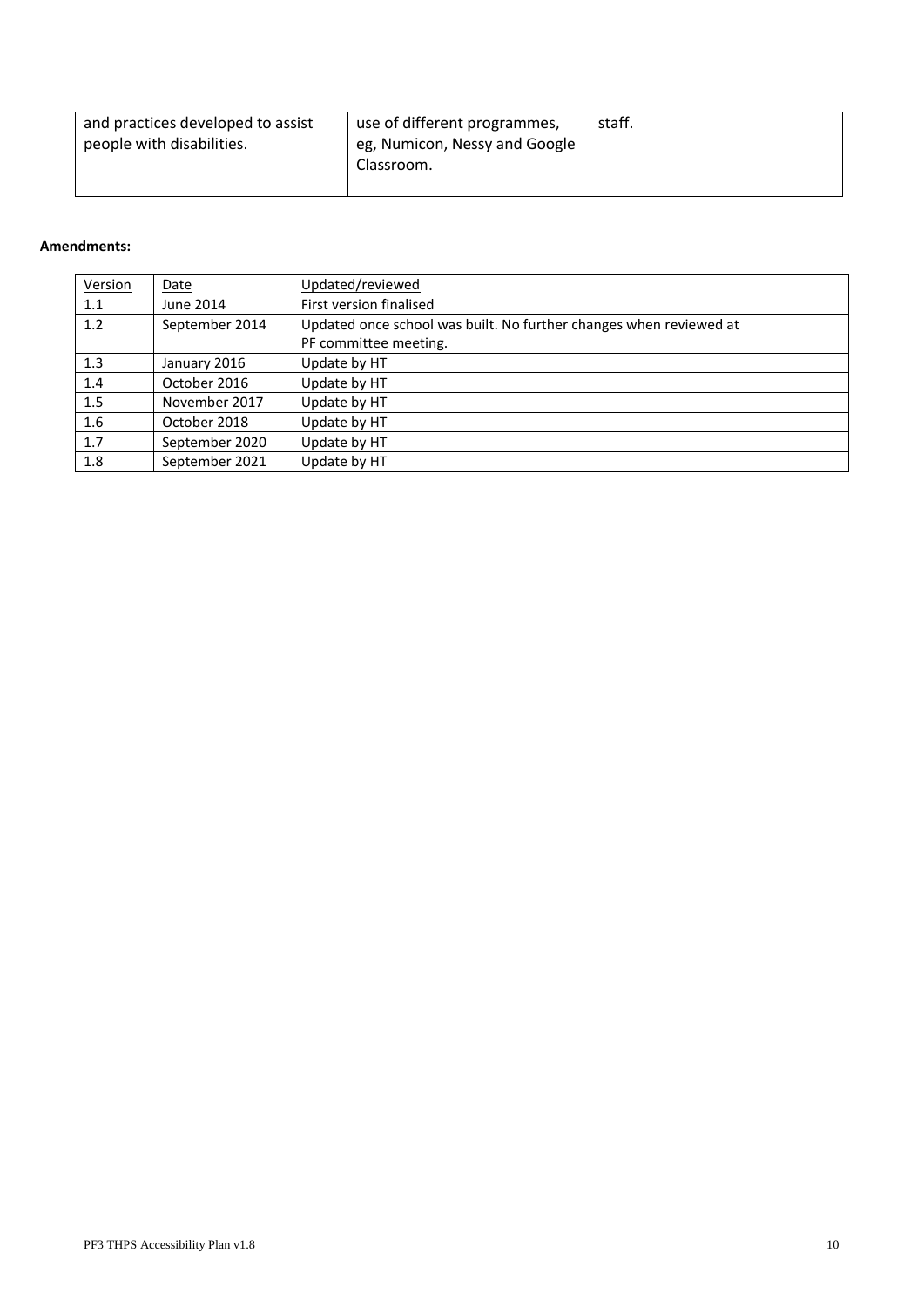| | | |
|---|---|---|
| and practices developed to assist people with disabilities. | use of different programmes, eg, Numicon, Nessy and Google Classroom. | staff. |

**Amendments:**

| Version | Date | Updated/reviewed |
|---|---|---|
| 1.1 | June 2014 | First version finalised |
| 1.2 | September 2014 | Updated once school was built. No further changes when reviewed at PF committee meeting. |
| 1.3 | January 2016 | Update by HT |
| 1.4 | October 2016 | Update by HT |
| 1.5 | November 2017 | Update by HT |
| 1.6 | October 2018 | Update by HT |
| 1.7 | September 2020 | Update by HT |
| 1.8 | September 2021 | Update by HT |